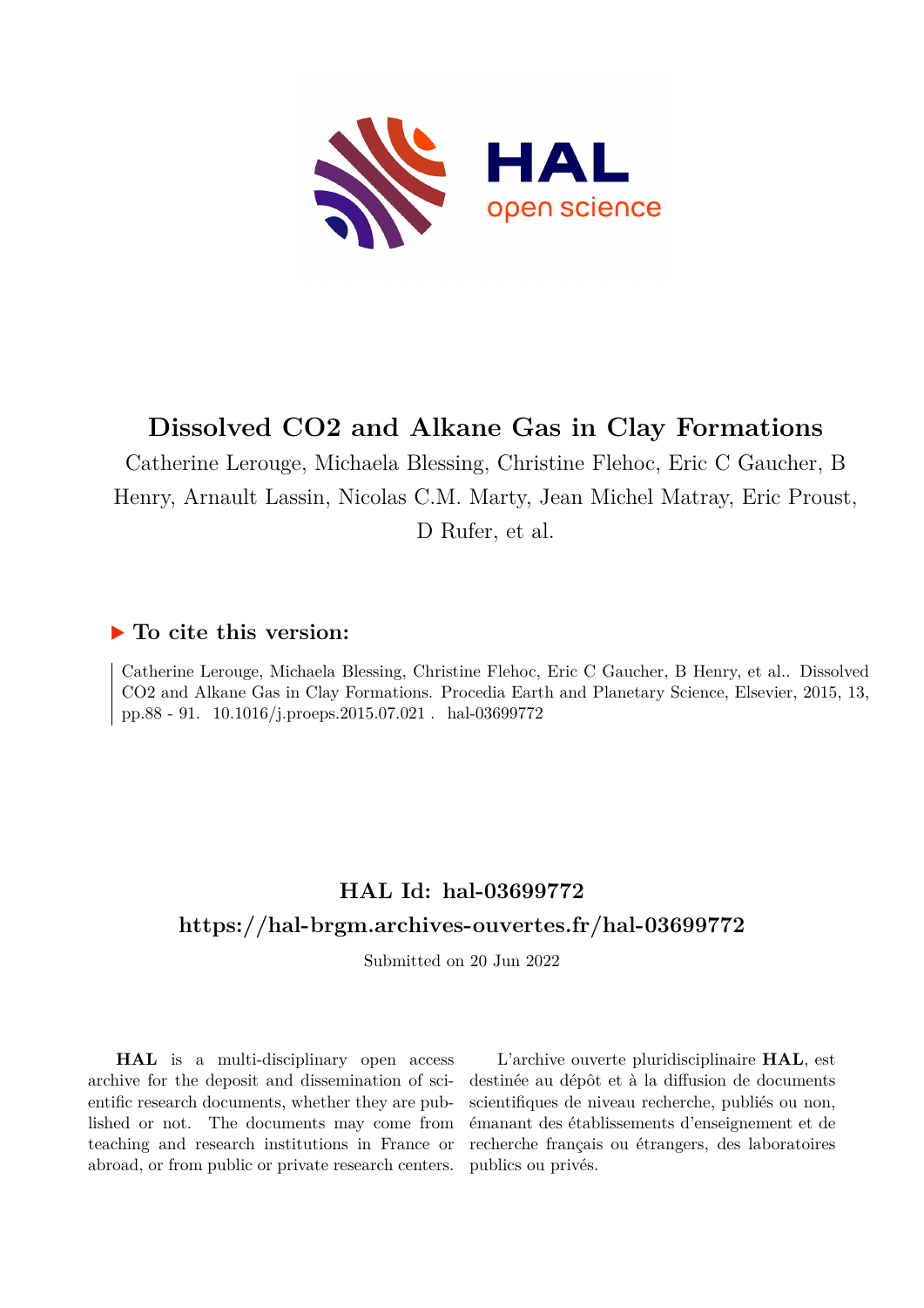# Dissolved CO2 and Alkane Gas in Clay Formations

Catherine Lerouge, Michaela Blessing, Christine Flehoc, Eric C Gaucher, B Henry, Arnault Lassin, Nicolas C.M. Marty, Jean Michel Matray, Eric Proust, D Rufer, et al.

## ▶ To cite this version:

Catherine Lerouge, Michaela Blessing, Christine Flehoc, Eric C Gaucher, B Henry, et al.. Dissolved CO2 and Alkane Gas in Clay Formations. Procedia Earth and Planetary Science, Elsevier, 2015, 13, pp.88 - 91. 10.1016/j.proeps.2015.07.021. hal-03699772

## HAL Id: hal-03699772

## https://hal-brgm.archives-ouvertes.fr/hal-03699772

Submitted on 20 Jun 2022

**HAL** is a multi-disciplinary open access archive for the deposit and dissemination of scientific research documents, whether they are published or not. The documents may come from teaching and research institutions in France or abroad, or from public or private research centers.

L'archive ouverte pluridisciplinaire **HAL**, est destinée au dépôt et à la diffusion de documents scientifiques de niveau recherche, publiés ou non, émanant des établissements d'enseignement et de recherche français ou étrangers, des laboratoires publics ou privés.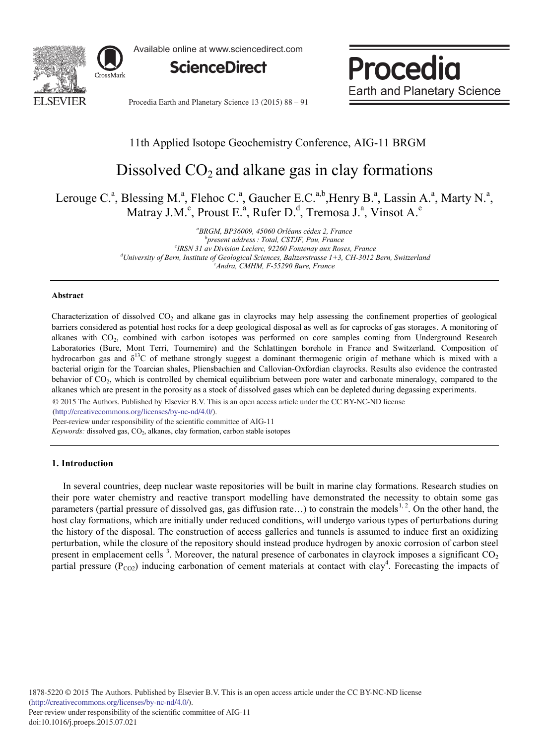# Dissolved $CO_2$ and alkane gas in clay formations

Lerouge C.[a], Blessing M.[a], Flehoc C.[a], Gaucher E.C.[a,b], Henry B.[a], Lassin A.[a], Marty N.[a], Matray J.M.[c], Proust E.[a], Rufer D.[d], Tremosa J.[a], Vinsot A.[e]

[a]BRGM, BP36009, 45060 Orléans cédex 2, France
[b]present address : Total, CSTJF, Pau, France
[c]IRSN 31 av Division Leclerc, 92260 Fontenay aux Roses, France
[d]University of Bern, Institute of Geological Sciences, Baltzerstrasse 1+3, CH-3012 Bern, Switzerland
[e]Andra, CMHM, F-55290 Bure, France

## Abstract

Characterization of dissolved $CO_2$ and alkane gas in clayrocks may help assessing the confinement properties of geological barriers considered as potential host rocks for a deep geological disposal as well as for caprocks of gas storages. A monitoring of alkanes with $CO_2$, combined with carbon isotopes was performed on core samples coming from Underground Research Laboratories (Bure, Mont Terri, Tournemire) and the Schlattingen borehole in France and Switzerland. Composition of hydrocarbon gas and $\delta^{13}C$ of methane strongly suggest a dominant thermogenic origin of methane which is mixed with a bacterial origin for the Toarcian shales, Pliensbachien and Callovian-Oxfordian clayrocks. Results also evidence the contrasted behavior of $CO_2$, which is controlled by chemical equilibrium between pore water and carbonate mineralogy, compared to the alkanes which are present in the porosity as a stock of dissolved gases which can be depleted during degassing experiments.

© 2015 The Authors. Published by Elsevier B.V. This is an open access article under the CC BY-NC-ND license (http://creativecommons.org/licenses/by-nc-nd/4.0/).

Peer-review under responsibility of the scientific committee of AIG-11

*Keywords:* dissolved gas, $CO_2$, alkanes, clay formation, carbon stable isotopes

## 1. Introduction

In several countries, deep nuclear waste repositories will be built in marine clay formations. Research studies on their pore water chemistry and reactive transport modelling have demonstrated the necessity to obtain some gas parameters (partial pressure of dissolved gas, gas diffusion rate…) to constrain the models[1,2]. On the other hand, the host clay formations, which are initially under reduced conditions, will undergo various types of perturbations during the history of the disposal. The construction of access galleries and tunnels is assumed to induce first an oxidizing perturbation, while the closure of the repository should instead produce hydrogen by anoxic corrosion of carbon steel present in emplacement cells [3]. Moreover, the natural presence of carbonates in clayrock imposes a significant $CO_2$ partial pressure ($P_{CO2}$) inducing carbonation of cement materials at contact with clay[4]. Forecasting the impacts of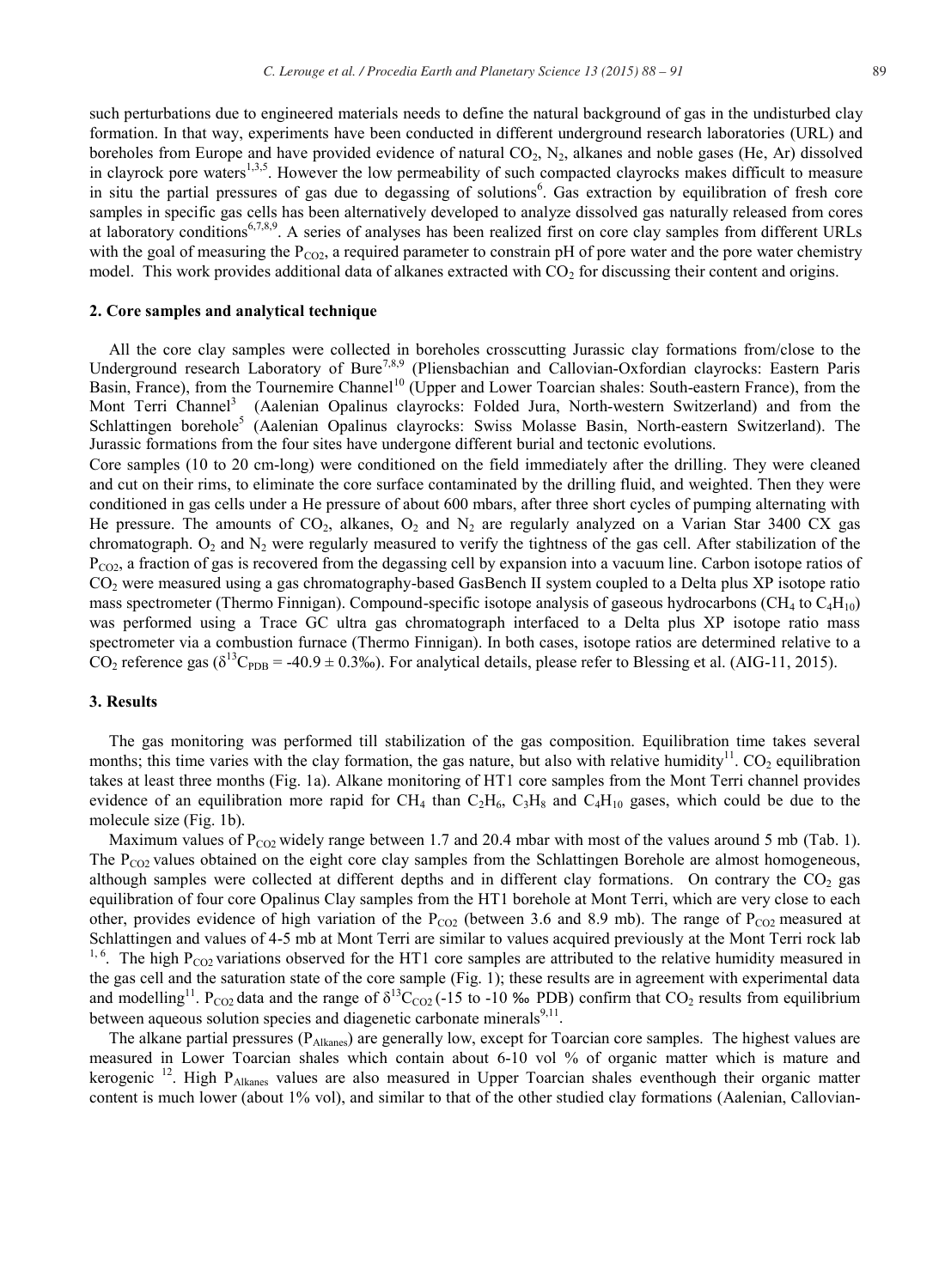such perturbations due to engineered materials needs to define the natural background of gas in the undisturbed clay formation. In that way, experiments have been conducted in different underground research laboratories (URL) and boreholes from Europe and have provided evidence of natural $CO_2$, $N_2$, alkanes and noble gases (He, Ar) dissolved in clayrock pore waters[1,3,5]. However the low permeability of such compacted clayrocks makes difficult to measure in situ the partial pressures of gas due to degassing of solutions[6]. Gas extraction by equilibration of fresh core samples in specific gas cells has been alternatively developed to analyze dissolved gas naturally released from cores at laboratory conditions[6,7,8,9]. A series of analyses has been realized first on core clay samples from different URLs with the goal of measuring the $P_{CO2}$, a required parameter to constrain pH of pore water and the pore water chemistry model. This work provides additional data of alkanes extracted with $CO_2$ for discussing their content and origins.

## 2. Core samples and analytical technique

All the core clay samples were collected in boreholes crosscutting Jurassic clay formations from/close to the Underground research Laboratory of Bure[7,8,9] (Pliensbachian and Callovian-Oxfordian clayrocks: Eastern Paris Basin, France), from the Tournemire Channel[10] (Upper and Lower Toarcian shales: South-eastern France), from the Mont Terri Channel[3] (Aalenian Opalinus clayrocks: Folded Jura, North-western Switzerland) and from the Schlattingen borehole[5] (Aalenian Opalinus clayrocks: Swiss Molasse Basin, North-eastern Switzerland). The Jurassic formations from the four sites have undergone different burial and tectonic evolutions.

Core samples (10 to 20 cm-long) were conditioned on the field immediately after the drilling. They were cleaned and cut on their rims, to eliminate the core surface contaminated by the drilling fluid, and weighted. Then they were conditioned in gas cells under a He pressure of about 600 mbars, after three short cycles of pumping alternating with He pressure. The amounts of $CO_2$, alkanes, $O_2$ and $N_2$ are regularly analyzed on a Varian Star 3400 CX gas chromatograph. $O_2$ and $N_2$ were regularly measured to verify the tightness of the gas cell. After stabilization of the $P_{CO2}$, a fraction of gas is recovered from the degassing cell by expansion into a vacuum line. Carbon isotope ratios of $CO_2$ were measured using a gas chromatography-based GasBench II system coupled to a Delta plus XP isotope ratio mass spectrometer (Thermo Finnigan). Compound-specific isotope analysis of gaseous hydrocarbons ($CH_4$ to $C_4H_{10}$) was performed using a Trace GC ultra gas chromatograph interfaced to a Delta plus XP isotope ratio mass spectrometer via a combustion furnace (Thermo Finnigan). In both cases, isotope ratios are determined relative to a $CO_2$ reference gas ($\delta^{13}C_{PDB} = -40.9 \pm 0.3$‰). For analytical details, please refer to Blessing et al. (AIG-11, 2015).

## 3. Results

The gas monitoring was performed till stabilization of the gas composition. Equilibration time takes several months; this time varies with the clay formation, the gas nature, but also with relative humidity[11]. $CO_2$ equilibration takes at least three months (Fig. 1a). Alkane monitoring of HT1 core samples from the Mont Terri channel provides evidence of an equilibration more rapid for $CH_4$ than $C_2H_6$, $C_3H_8$ and $C_4H_{10}$ gases, which could be due to the molecule size (Fig. 1b).

Maximum values of $P_{CO2}$ widely range between 1.7 and 20.4 mbar with most of the values around 5 mb (Tab. 1). The $P_{CO2}$ values obtained on the eight core clay samples from the Schlattingen Borehole are almost homogeneous, although samples were collected at different depths and in different clay formations. On contrary the $CO_2$ gas equilibration of four core Opalinus Clay samples from the HT1 borehole at Mont Terri, which are very close to each other, provides evidence of high variation of the $P_{CO2}$ (between 3.6 and 8.9 mb). The range of $P_{CO2}$ measured at Schlattingen and values of 4-5 mb at Mont Terri are similar to values acquired previously at the Mont Terri rock lab [1, 6]. The high $P_{CO2}$ variations observed for the HT1 core samples are attributed to the relative humidity measured in the gas cell and the saturation state of the core sample (Fig. 1); these results are in agreement with experimental data and modelling[11]. $P_{CO2}$ data and the range of $\delta^{13}C_{CO2}$ (-15 to -10 ‰ PDB) confirm that $CO_2$ results from equilibrium between aqueous solution species and diagenetic carbonate minerals[9,11].

The alkane partial pressures ($P_{Alkanes}$) are generally low, except for Toarcian core samples. The highest values are measured in Lower Toarcian shales which contain about 6-10 vol % of organic matter which is mature and kerogenic [12]. High $P_{Alkanes}$ values are also measured in Upper Toarcian shales eventhough their organic matter content is much lower (about 1% vol), and similar to that of the other studied clay formations (Aalenian, Callovian-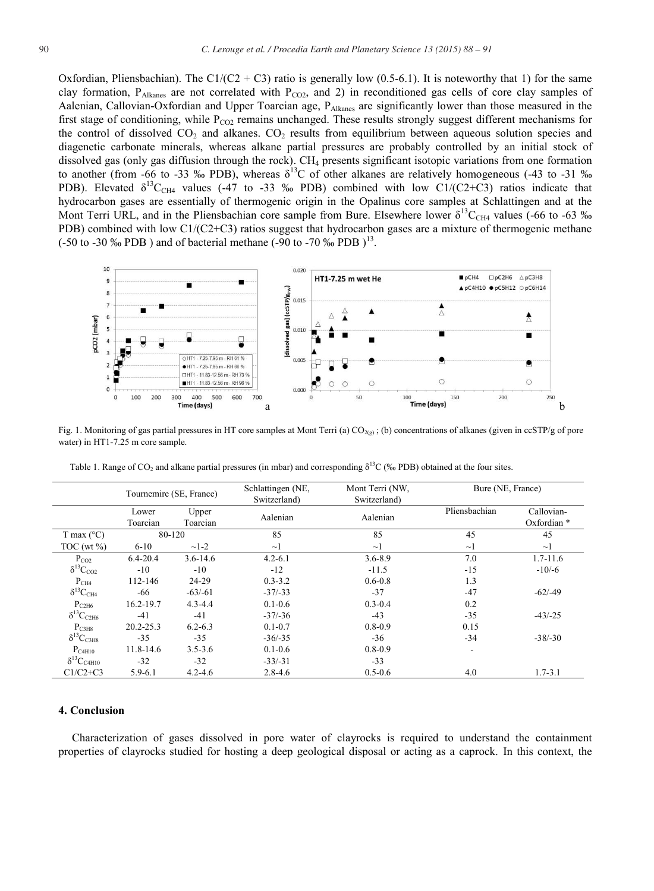Oxfordian, Pliensbachian). The C1/(C2 + C3) ratio is generally low (0.5-6.1). It is noteworthy that 1) for the same clay formation, $P_{Alkanes}$ are not correlated with $P_{CO2}$, and 2) in reconditioned gas cells of core clay samples of Aalenian, Callovian-Oxfordian and Upper Toarcian age, $P_{Alkanes}$ are significantly lower than those measured in the first stage of conditioning, while $P_{CO2}$ remains unchanged. These results strongly suggest different mechanisms for the control of dissolved $CO_2$ and alkanes. $CO_2$ results from equilibrium between aqueous solution species and diagenetic carbonate minerals, whereas alkane partial pressures are probably controlled by an initial stock of dissolved gas (only gas diffusion through the rock). $CH_4$ presents significant isotopic variations from one formation to another (from -66 to -33 ‰ PDB), whereas $\delta^{13}C$ of other alkanes are relatively homogeneous (-43 to -31 ‰ PDB). Elevated $\delta^{13}C_{CH4}$ values (-47 to -33 ‰ PDB) combined with low C1/(C2+C3) ratios indicate that hydrocarbon gases are essentially of thermogenic origin in the Opalinus core samples at Schlattingen and at the Mont Terri URL, and in the Pliensbachian core sample from Bure. Elsewhere lower $\delta^{13}C_{CH4}$ values (-66 to -63 ‰ PDB) combined with low C1/(C2+C3) ratios suggest that hydrocarbon gases are a mixture of thermogenic methane (-50 to -30 ‰ PDB ) and of bacterial methane (-90 to -70 ‰ PDB )[13].

Fig. 1. Monitoring of gas partial pressures in HT core samples at Mont Terri (a) $CO_{2(g)}$ ; (b) concentrations of alkanes (given in ccSTP/g of pore water) in HT1-7.25 m core sample.

Table 1. Range of $CO_2$ and alkane partial pressures (in mbar) and corresponding $\delta^{13}C$ (‰ PDB) obtained at the four sites.

| | Tournemire (SE, France) | | Schlattingen (NE, Switzerland) | Mont Terri (NW, Switzerland) | Bure (NE, France) | |
|---|---|---|---|---|---|---|
| | Lower Toarcian | Upper Toarcian | Aalenian | Aalenian | Pliensbachian | Callovian-Oxfordian * |
| T max (°C) | 80-120 | | 85 | 85 | 45 | 45 |
| TOC (wt %) | 6-10 | ~1-2 | ~1 | ~1 | ~1 | ~1 |
| $P_{CO2}$ | 6.4-20.4 | 3.6-14.6 | 4.2-6.1 | 3.6-8.9 | 7.0 | 1.7-11.6 |
| $\delta^{13}C_{CO2}$ | -10 | -10 | -12 | -11.5 | -15 | -10/-6 |
| $P_{CH4}$ | 112-146 | 24-29 | 0.3-3.2 | 0.6-0.8 | 1.3 | |
| $\delta^{13}C_{CH4}$ | -66 | -63/-61 | -37/-33 | -37 | -47 | -62/-49 |
| $P_{C2H6}$ | 16.2-19.7 | 4.3-4.4 | 0.1-0.6 | 0.3-0.4 | 0.2 | |
| $\delta^{13}C_{C2H6}$ | -41 | -41 | -37/-36 | -43 | -35 | -43/-25 |
| $P_{C3H8}$ | 20.2-25.3 | 6.2-6.3 | 0.1-0.7 | 0.8-0.9 | 0.15 | |
| $\delta^{13}C_{C3H8}$ | -35 | -35 | -36/-35 | -36 | -34 | -38/-30 |
| $P_{C4H10}$ | 11.8-14.6 | 3.5-3.6 | 0.1-0.6 | 0.8-0.9 | - | |
| $\delta^{13}C_{C4H10}$ | -32 | -32 | -33/-31 | -33 | | |
| C1/C2+C3 | 5.9-6.1 | 4.2-4.6 | 2.8-4.6 | 0.5-0.6 | 4.0 | 1.7-3.1 |

## 4. Conclusion

Characterization of gases dissolved in pore water of clayrocks is required to understand the containment properties of clayrocks studied for hosting a deep geological disposal or acting as a caprock. In this context, the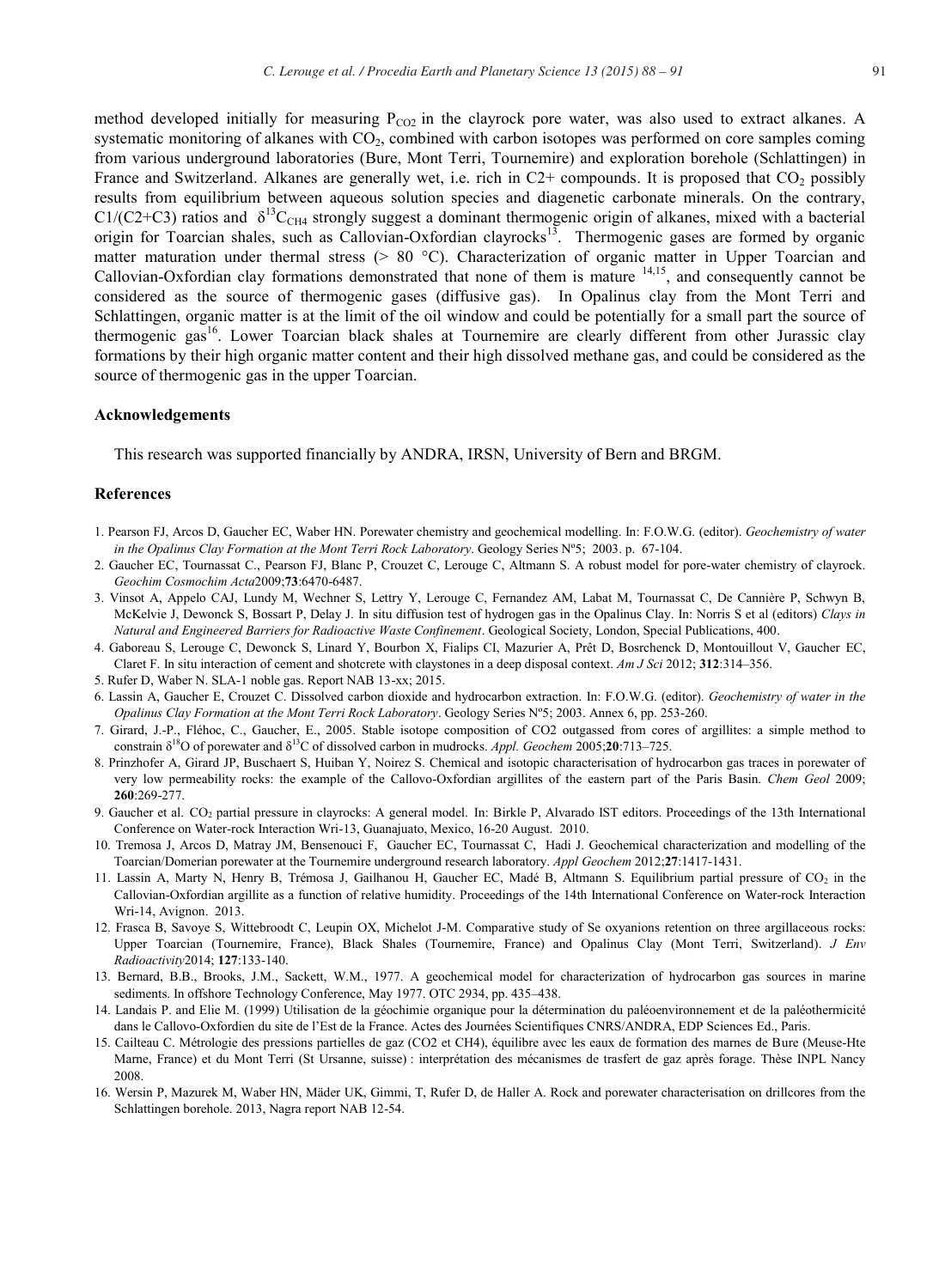method developed initially for measuring $P_{CO_2}$ in the clayrock pore water, was also used to extract alkanes. A systematic monitoring of alkanes with $CO_2$, combined with carbon isotopes was performed on core samples coming from various underground laboratories (Bure, Mont Terri, Tournemire) and exploration borehole (Schlattingen) in France and Switzerland. Alkanes are generally wet, i.e. rich in C2+ compounds. It is proposed that $CO_2$ possibly results from equilibrium between aqueous solution species and diagenetic carbonate minerals. On the contrary, C1/(C2+C3) ratios and $\delta^{13}C_{CH4}$ strongly suggest a dominant thermogenic origin of alkanes, mixed with a bacterial origin for Toarcian shales, such as Callovian-Oxfordian clayrocks[13]. Thermogenic gases are formed by organic matter maturation under thermal stress (> 80 °C). Characterization of organic matter in Upper Toarcian and Callovian-Oxfordian clay formations demonstrated that none of them is mature [14,15], and consequently cannot be considered as the source of thermogenic gases (diffusive gas). In Opalinus clay from the Mont Terri and Schlattingen, organic matter is at the limit of the oil window and could be potentially for a small part the source of thermogenic gas[16]. Lower Toarcian black shales at Tournemire are clearly different from other Jurassic clay formations by their high organic matter content and their high dissolved methane gas, and could be considered as the source of thermogenic gas in the upper Toarcian.

## Acknowledgements

This research was supported financially by ANDRA, IRSN, University of Bern and BRGM.

## References

1. Pearson FJ, Arcos D, Gaucher EC, Waber HN. Porewater chemistry and geochemical modelling. In: F.O.W.G. (editor). *Geochemistry of water in the Opalinus Clay Formation at the Mont Terri Rock Laboratory*. Geology Series Nº5; 2003. p. 67-104.
2. Gaucher EC, Tournassat C., Pearson FJ, Blanc P, Crouzet C, Lerouge C, Altmann S. A robust model for pore-water chemistry of clayrock. *Geochim Cosmochim Acta*2009;**73**:6470-6487.
3. Vinsot A, Appelo CAJ, Lundy M, Wechner S, Lettry Y, Lerouge C, Fernandez AM, Labat M, Tournassat C, De Cannière P, Schwyn B, McKelvie J, Dewonck S, Bossart P, Delay J. In situ diffusion test of hydrogen gas in the Opalinus Clay. In: Norris S et al (editors) *Clays in Natural and Engineered Barriers for Radioactive Waste Confinement*. Geological Society, London, Special Publications, 400.
4. Gaboreau S, Lerouge C, Dewonck S, Linard Y, Bourbon X, Fialips CI, Mazurier A, Prêt D, Bosrchenck D, Montouillout V, Gaucher EC, Claret F. In situ interaction of cement and shotcrete with claystones in a deep disposal context. *Am J Sci* 2012; **312**:314–356.
5. Rufer D, Waber N. SLA-1 noble gas. Report NAB 13-xx; 2015.
6. Lassin A, Gaucher E, Crouzet C. Dissolved carbon dioxide and hydrocarbon extraction. In: F.O.W.G. (editor). *Geochemistry of water in the Opalinus Clay Formation at the Mont Terri Rock Laboratory*. Geology Series Nº5; 2003. Annex 6, pp. 253-260.
7. Girard, J.-P., Fléhoc, C., Gaucher, E., 2005. Stable isotope composition of CO2 outgassed from cores of argillites: a simple method to constrain $\delta^{18}O$ of porewater and $\delta^{13}C$ of dissolved carbon in mudrocks. *Appl. Geochem* 2005;**20**:713–725.
8. Prinzhofer A, Girard JP, Buschaert S, Huiban Y, Noirez S. Chemical and isotopic characterisation of hydrocarbon gas traces in porewater of very low permeability rocks: the example of the Callovo-Oxfordian argillites of the eastern part of the Paris Basin. *Chem Geol* 2009; **260**:269-277.
9. Gaucher et al. $CO_2$ partial pressure in clayrocks: A general model. In: Birkle P, Alvarado IST editors. Proceedings of the 13th International Conference on Water-rock Interaction Wri-13, Guanajuato, Mexico, 16-20 August. 2010.
10. Tremosa J, Arcos D, Matray JM, Bensenouci F, Gaucher EC, Tournassat C, Hadi J. Geochemical characterization and modelling of the Toarcian/Domerian porewater at the Tournemire underground research laboratory. *Appl Geochem* 2012;**27**:1417-1431.
11. Lassin A, Marty N, Henry B, Trémosa J, Gailhanou H, Gaucher EC, Madé B, Altmann S. Equilibrium partial pressure of $CO_2$ in the Callovian-Oxfordian argillite as a function of relative humidity. Proceedings of the 14th International Conference on Water-rock Interaction Wri-14, Avignon. 2013.
12. Frasca B, Savoye S, Wittebroodt C, Leupin OX, Michelot J-M. Comparative study of Se oxyanions retention on three argillaceous rocks: Upper Toarcian (Tournemire, France), Black Shales (Tournemire, France) and Opalinus Clay (Mont Terri, Switzerland). *J Env Radioactivity*2014; **127**:133-140.
13. Bernard, B.B., Brooks, J.M., Sackett, W.M., 1977. A geochemical model for characterization of hydrocarbon gas sources in marine sediments. In offshore Technology Conference, May 1977. OTC 2934, pp. 435–438.
14. Landais P. and Elie M. (1999) Utilisation de la géochimie organique pour la détermination du paléoenvironnement et de la paléothermicité dans le Callovo-Oxfordien du site de l'Est de la France. Actes des Journées Scientifiques CNRS/ANDRA, EDP Sciences Ed., Paris.
15. Cailteau C. Métrologie des pressions partielles de gaz (CO2 et CH4), équilibre avec les eaux de formation des marnes de Bure (Meuse-Hte Marne, France) et du Mont Terri (St Ursanne, suisse) : interprétation des mécanismes de trasfert de gaz après forage. Thèse INPL Nancy 2008.
16. Wersin P, Mazurek M, Waber HN, Mäder UK, Gimmi, T, Rufer D, de Haller A. Rock and porewater characterisation on drillcores from the Schlattingen borehole. 2013, Nagra report NAB 12-54.